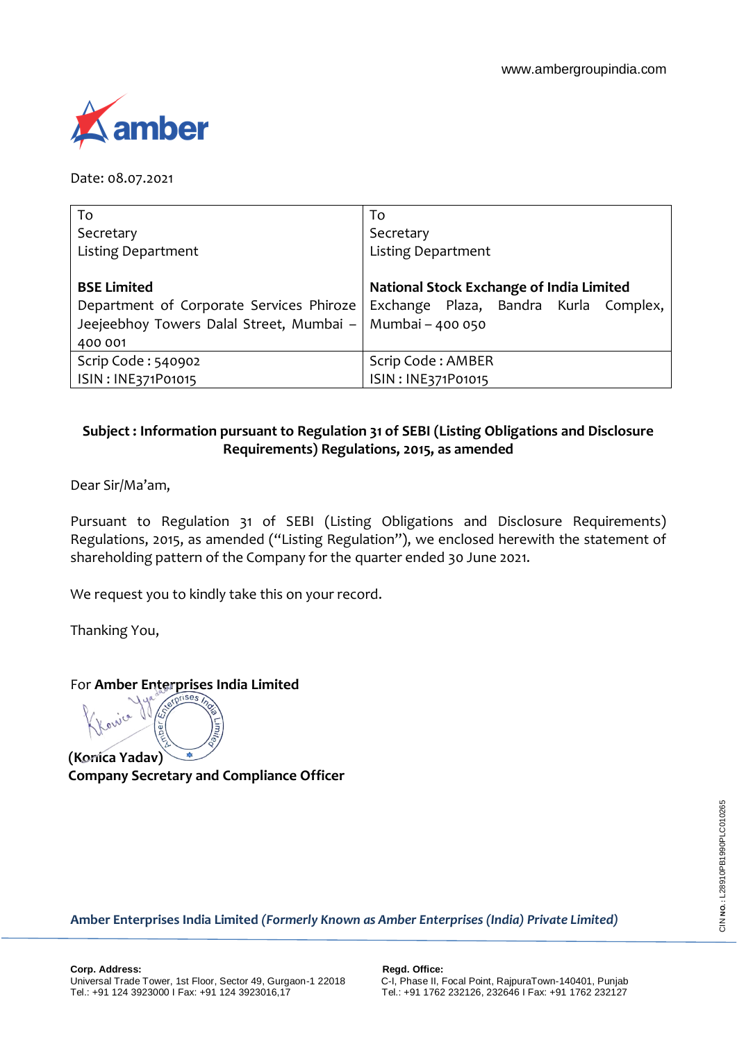www.ambergroupindia.com

Date: 08.07.2021

| To<br>Secretary<br>Listing Department<br><br>**BSE Limited**<br>Department of Corporate Services Phiroze Jeejeebhoy Towers Dalal Street, Mumbai – 400 001 | To<br>Secretary<br>Listing Department<br><br>**National Stock Exchange of India Limited**<br>Exchange Plaza, Bandra Kurla Complex, Mumbai – 400 050 |
|---|---|
| Scrip Code : 540902<br>ISIN : INE371P01015 | Scrip Code : AMBER<br>ISIN : INE371P01015 |

**Subject : Information pursuant to Regulation 31 of SEBI (Listing Obligations and Disclosure Requirements) Regulations, 2015, as amended**

Dear Sir/Ma'am,

Pursuant to Regulation 31 of SEBI (Listing Obligations and Disclosure Requirements) Regulations, 2015, as amended ("Listing Regulation"), we enclosed herewith the statement of shareholding pattern of the Company for the quarter ended 30 June 2021.

We request you to kindly take this on your record.

Thanking You,

For **Amber Enterprises India Limited**

**(Konica Yadav)**
**Company Secretary and Compliance Officer**

**Amber Enterprises India Limited** ***(Formerly Known as Amber Enterprises (India) Private Limited)***

CIN No.: L28910PB1990PLC010265

**Corp. Address:**
Universal Trade Tower, 1st Floor, Sector 49, Gurgaon-1 22018
Tel.: +91 124 3923000 I Fax: +91 124 3923016,17

**Regd. Office:**
C-I, Phase II, Focal Point, RajpuraTown-140401, Punjab
Tel.: +91 1762 232126, 232646 I Fax: +91 1762 232127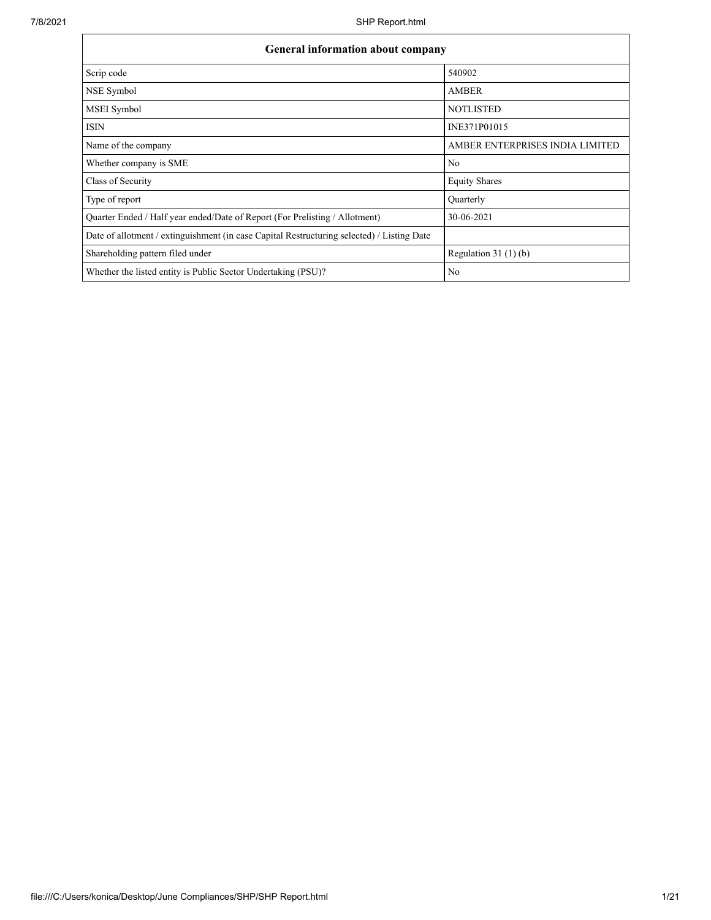| General information about company | |
|---|---|
| Scrip code | 540902 |
| NSE Symbol | AMBER |
| MSEI Symbol | NOTLISTED |
| ISIN | INE371P01015 |
| Name of the company | AMBER ENTERPRISES INDIA LIMITED |
| Whether company is SME | No |
| Class of Security | Equity Shares |
| Type of report | Quarterly |
| Quarter Ended / Half year ended/Date of Report (For Prelisting / Allotment) | 30-06-2021 |
| Date of allotment / extinguishment (in case Capital Restructuring selected) / Listing Date | |
| Shareholding pattern filed under | Regulation 31 (1) (b) |
| Whether the listed entity is Public Sector Undertaking (PSU)? | No |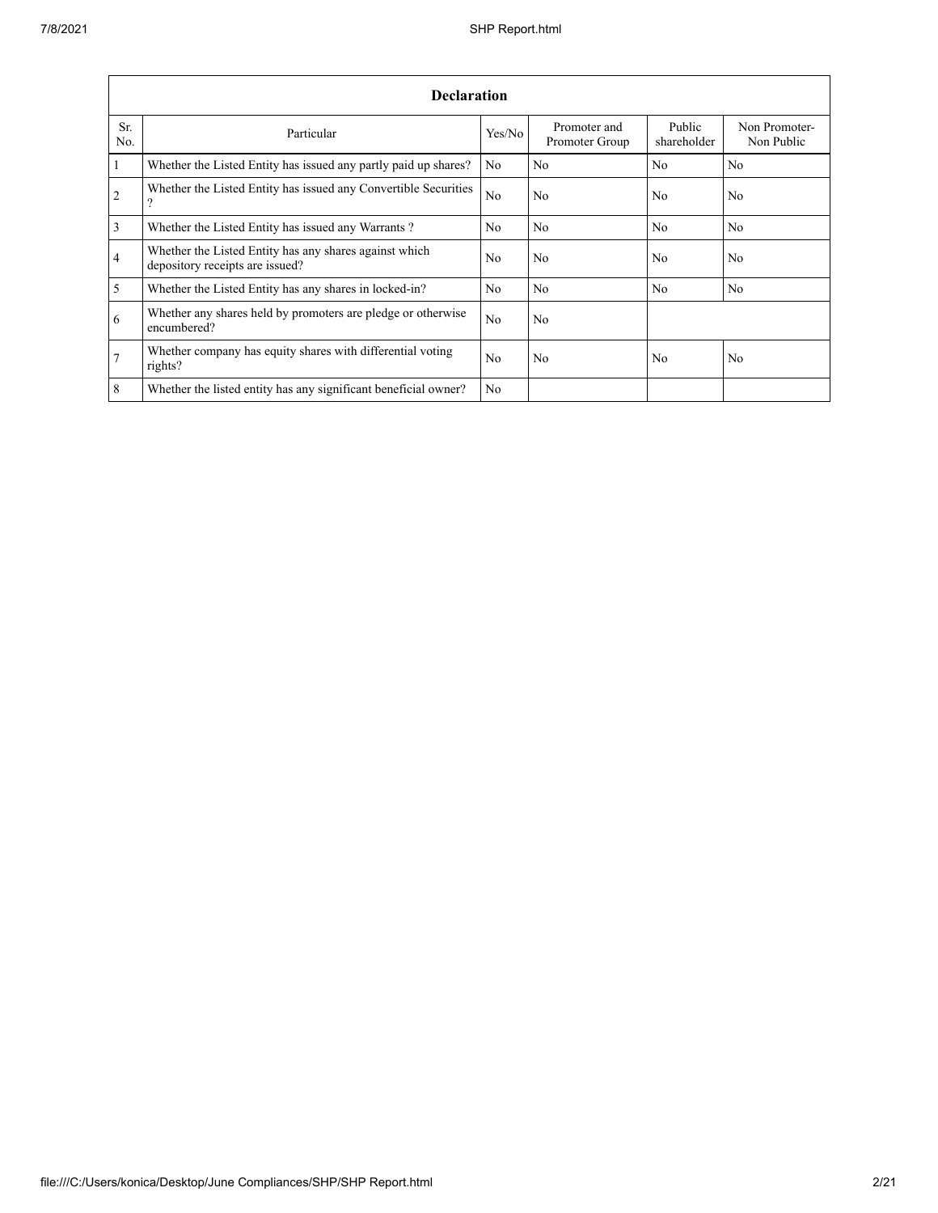| Declaration | | | | | |
|---|---|---|---|---|---|
| Sr. No. | Particular | Yes/No | Promoter and Promoter Group | Public shareholder | Non Promoter- Non Public |
| 1 | Whether the Listed Entity has issued any partly paid up shares? | No | No | No | No |
| 2 | Whether the Listed Entity has issued any Convertible Securities ? | No | No | No | No |
| 3 | Whether the Listed Entity has issued any Warrants ? | No | No | No | No |
| 4 | Whether the Listed Entity has any shares against which depository receipts are issued? | No | No | No | No |
| 5 | Whether the Listed Entity has any shares in locked-in? | No | No | No | No |
| 6 | Whether any shares held by promoters are pledge or otherwise encumbered? | No | No | | |
| 7 | Whether company has equity shares with differential voting rights? | No | No | No | No |
| 8 | Whether the listed entity has any significant beneficial owner? | No | | | |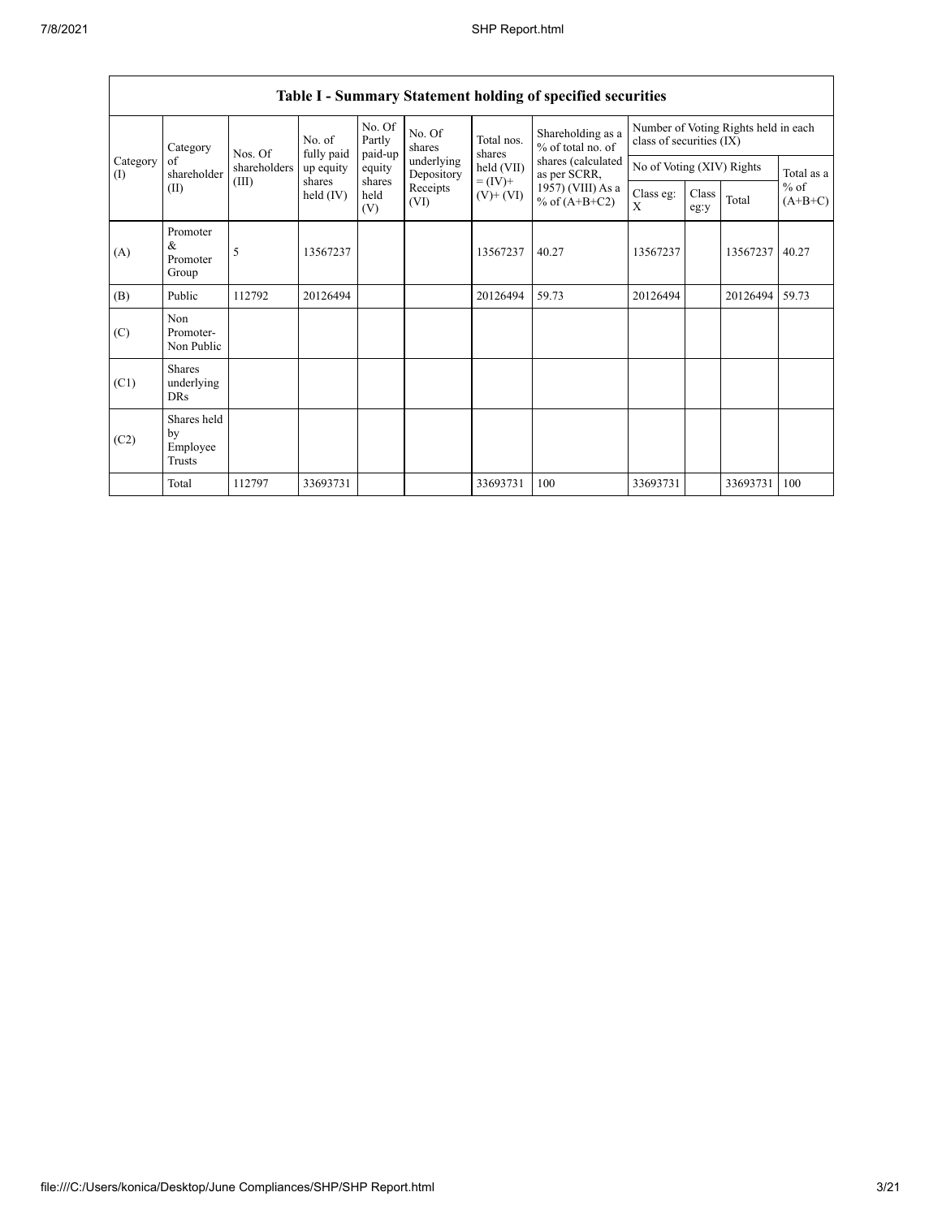| Table I - Summary Statement holding of specified securities | | | | | | | | | | | | |
|---|---|---|---|---|---|---|---|---|---|---|---|---|
| Category (I) | Category of shareholder (II) | Nos. Of shareholders (III) | No. of fully paid up equity shares held (IV) | No. Of Partly paid-up equity shares held (V) | No. Of shares underlying Depository Receipts (VI) | Total nos. shares held (VII) = (IV)+ (V)+ (VI) | Shareholding as a % of total no. of shares (calculated as per SCRR, 1957) (VIII) As a % of (A+B+C2) | Number of Voting Rights held in each class of securities (IX) | | | |
| | | | | | | | | No of Voting (XIV) Rights | | | Total as a % of (A+B+C) |
| | | | | | | | | Class eg: X | Class eg:y | Total | |
| (A) | Promoter & Promoter Group | 5 | 13567237 | | | 13567237 | 40.27 | 13567237 | | 13567237 | 40.27 |
| (B) | Public | 112792 | 20126494 | | | 20126494 | 59.73 | 20126494 | | 20126494 | 59.73 |
| (C) | Non Promoter- Non Public | | | | | | | | | | |
| (C1) | Shares underlying DRs | | | | | | | | | | |
| (C2) | Shares held by Employee Trusts | | | | | | | | | | |
| | Total | 112797 | 33693731 | | | 33693731 | 100 | 33693731 | | 33693731 | 100 |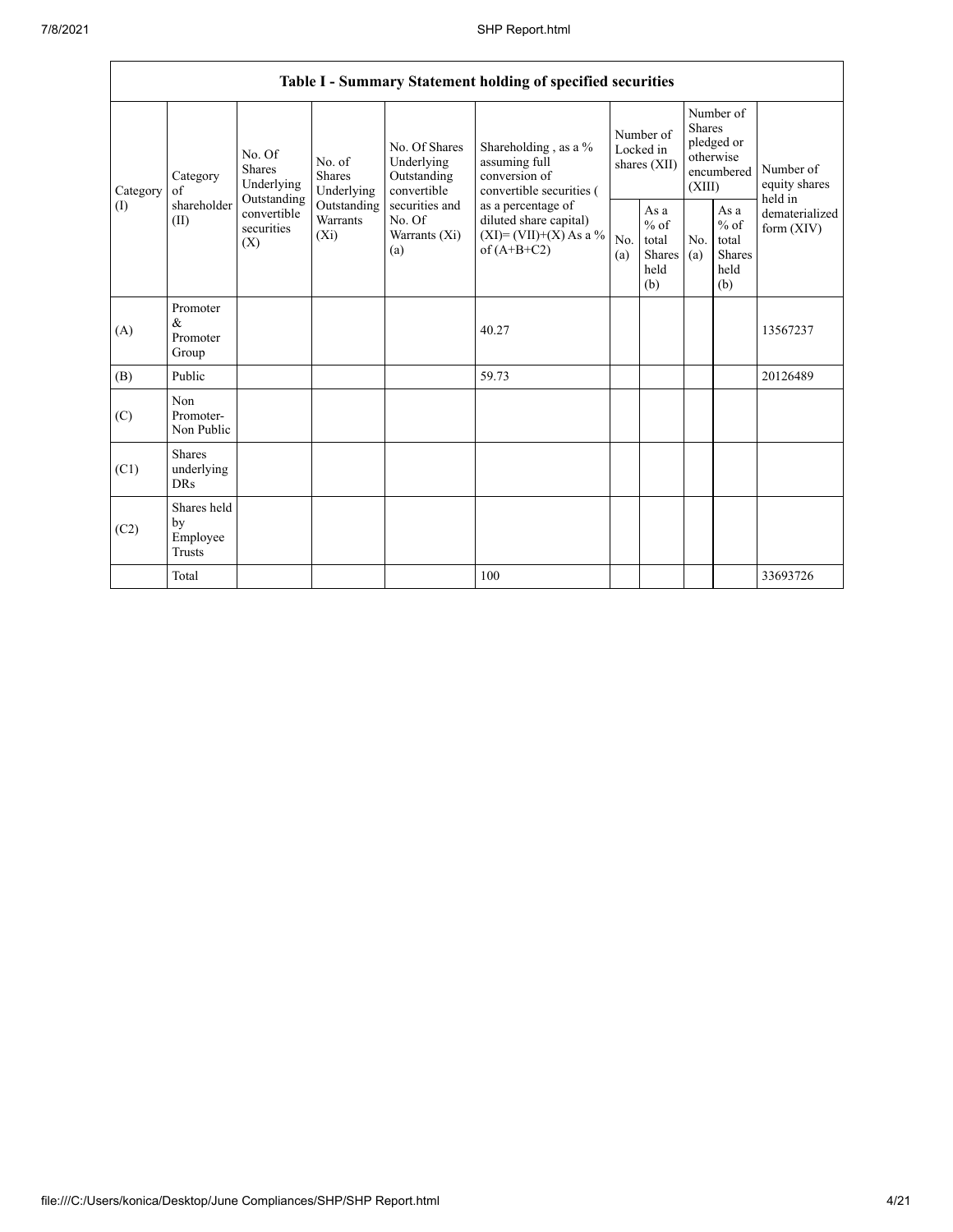| Table I - Summary Statement holding of specified securities | | | | | | | | | | |
|---|---|---|---|---|---|---|---|---|---|---|
| Category (I) | Category of shareholder (II) | No. Of Shares Underlying Outstanding convertible securities (X) | No. of Shares Underlying Outstanding Warrants (Xi) | No. Of Shares Underlying Outstanding convertible securities and No. Of Warrants (Xi) (a) | Shareholding , as a % assuming full conversion of convertible securities ( as a percentage of diluted share capital) (XI)= (VII)+(X) As a % of (A+B+C2) | Number of Locked in shares (XII) | | Number of Shares pledged or otherwise encumbered (XIII) | | Number of equity shares held in dematerialized form (XIV) |
| | | | | | | No. (a) | As a % of total Shares held (b) | No. (a) | As a % of total Shares held (b) | |
| (A) | Promoter & Promoter Group | | | | 40.27 | | | | | 13567237 |
| (B) | Public | | | | 59.73 | | | | | 20126489 |
| (C) | Non Promoter- Non Public | | | | | | | | | |
| (C1) | Shares underlying DRs | | | | | | | | | |
| (C2) | Shares held by Employee Trusts | | | | | | | | | |
| | Total | | | | 100 | | | | | 33693726 |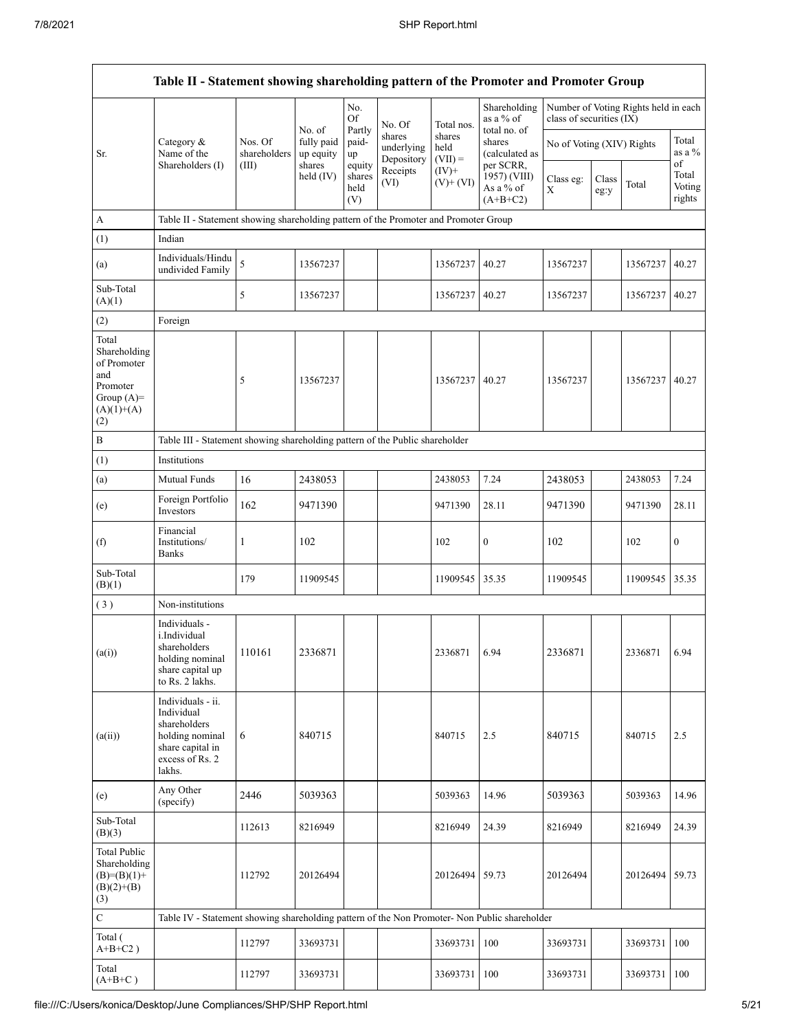| Table II - Statement showing shareholding pattern of the Promoter and Promoter Group | | | | | | | | | | | |
|---|---|---|---|---|---|---|---|---|---|---|---|
| Sr. | Category & Name of the Shareholders (I) | Nos. Of shareholders (III) | No. of fully paid up equity shares held (IV) | No. Of Partly paid-up equity shares held (V) | No. Of shares underlying Depository Receipts (VI) | Total nos. shares held (VII) = (IV)+ (V)+ (VI) | Shareholding as a % of total no. of shares (calculated as per SCRR, 1957) (VIII) As a % of (A+B+C2) | Number of Voting Rights held in each class of securities (IX) | | | |
| | | | | | | | | No of Voting (XIV) Rights | | | Total as a % of Total Voting rights |
| | | | | | | | | Class eg: X | Class eg:y | Total | |
| A | Table II - Statement showing shareholding pattern of the Promoter and Promoter Group | | | | | | | | | | |
| (1) | Indian | | | | | | | | | | |
| (a) | Individuals/Hindu undivided Family | 5 | 13567237 | | | 13567237 | 40.27 | 13567237 | | 13567237 | 40.27 |
| Sub-Total (A)(1) | | 5 | 13567237 | | | 13567237 | 40.27 | 13567237 | | 13567237 | 40.27 |
| (2) | Foreign | | | | | | | | | | |
| Total Shareholding of Promoter and Promoter Group (A)=(A)(1)+(A)(2) | | 5 | 13567237 | | | 13567237 | 40.27 | 13567237 | | 13567237 | 40.27 |
| B | Table III - Statement showing shareholding pattern of the Public shareholder | | | | | | | | | | |
| (1) | Institutions | | | | | | | | | | |
| (a) | Mutual Funds | 16 | 2438053 | | | 2438053 | 7.24 | 2438053 | | 2438053 | 7.24 |
| (e) | Foreign Portfolio Investors | 162 | 9471390 | | | 9471390 | 28.11 | 9471390 | | 9471390 | 28.11 |
| (f) | Financial Institutions/ Banks | 1 | 102 | | | 102 | 0 | 102 | | 102 | 0 |
| Sub-Total (B)(1) | | 179 | 11909545 | | | 11909545 | 35.35 | 11909545 | | 11909545 | 35.35 |
| (3) | Non-institutions | | | | | | | | | | |
| (a(i)) | Individuals - i.Individual shareholders holding nominal share capital up to Rs. 2 lakhs. | 110161 | 2336871 | | | 2336871 | 6.94 | 2336871 | | 2336871 | 6.94 |
| (a(ii)) | Individuals - ii. Individual shareholders holding nominal share capital in excess of Rs. 2 lakhs. | 6 | 840715 | | | 840715 | 2.5 | 840715 | | 840715 | 2.5 |
| (e) | Any Other (specify) | 2446 | 5039363 | | | 5039363 | 14.96 | 5039363 | | 5039363 | 14.96 |
| Sub-Total (B)(3) | | 112613 | 8216949 | | | 8216949 | 24.39 | 8216949 | | 8216949 | 24.39 |
| Total Public Shareholding (B)=(B)(1)+(B)(2)+(B)(3) | | 112792 | 20126494 | | | 20126494 | 59.73 | 20126494 | | 20126494 | 59.73 |
| C | Table IV - Statement showing shareholding pattern of the Non Promoter- Non Public shareholder | | | | | | | | | | |
| Total ( A+B+C2 ) | | 112797 | 33693731 | | | 33693731 | 100 | 33693731 | | 33693731 | 100 |
| Total (A+B+C ) | | 112797 | 33693731 | | | 33693731 | 100 | 33693731 | | 33693731 | 100 |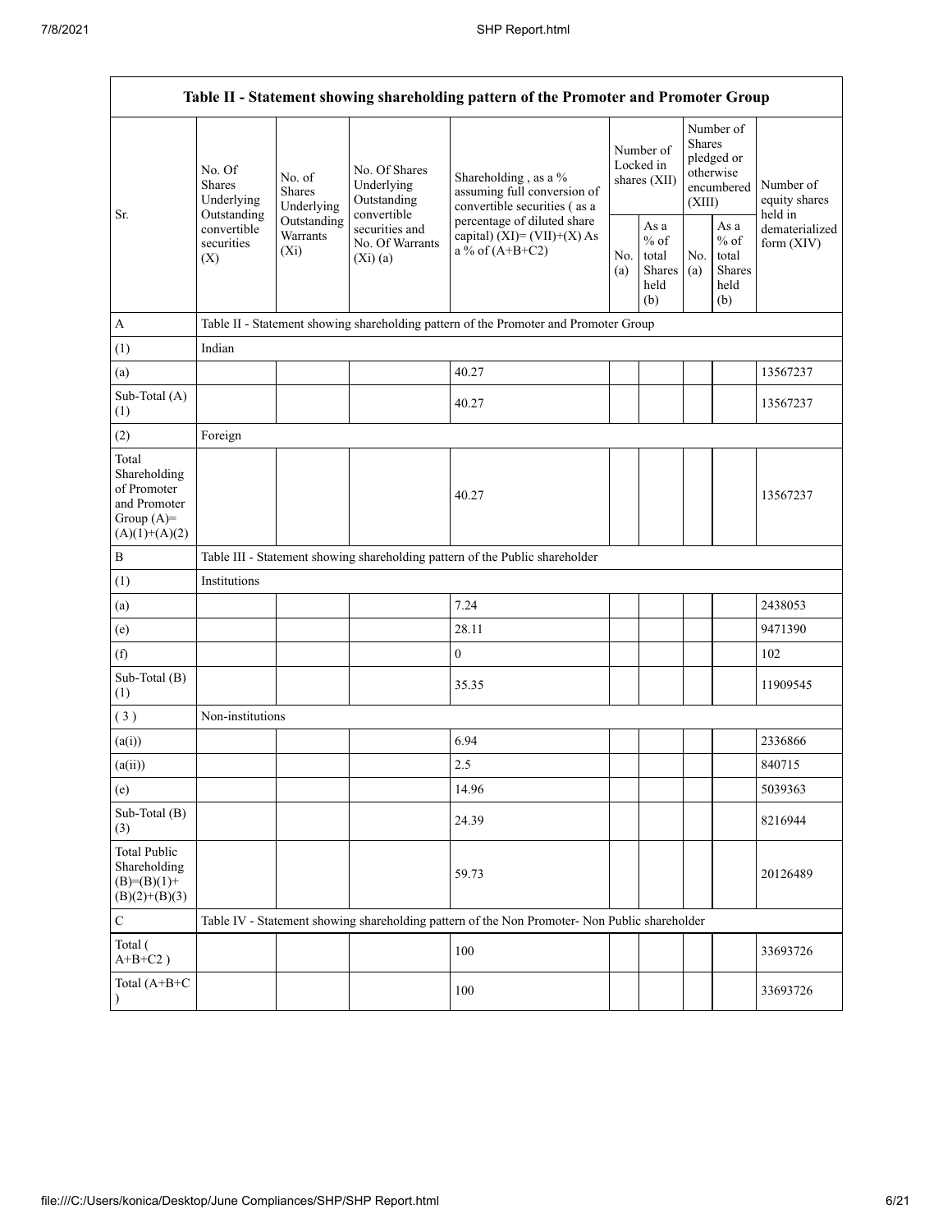| Table II - Statement showing shareholding pattern of the Promoter and Promoter Group | | | | | | | | | |
|---|---|---|---|---|---|---|---|---|---|
| Sr. | No. Of Shares Underlying Outstanding convertible securities (X) | No. of Shares Underlying Outstanding Warrants (Xi) | No. Of Shares Underlying Outstanding convertible securities and No. Of Warrants (Xi) (a) | Shareholding , as a % assuming full conversion of convertible securities ( as a percentage of diluted share capital) (XI)= (VII)+(X) As a % of (A+B+C2) | Number of Locked in shares (XII) | | Number of Shares pledged or otherwise encumbered (XIII) | | Number of equity shares held in dematerialized form (XIV) |
| | | | | | No. (a) | As a % of total Shares held (b) | No. (a) | As a % of total Shares held (b) | |
| A | Table II - Statement showing shareholding pattern of the Promoter and Promoter Group | | | | | | | | |
| (1) | Indian | | | | | | | | |
| (a) | | | | 40.27 | | | | | 13567237 |
| Sub-Total (A) (1) | | | | 40.27 | | | | | 13567237 |
| (2) | Foreign | | | | | | | | |
| Total Shareholding of Promoter and Promoter Group (A)= (A)(1)+(A)(2) | | | | 40.27 | | | | | 13567237 |
| B | Table III - Statement showing shareholding pattern of the Public shareholder | | | | | | | | |
| (1) | Institutions | | | | | | | | |
| (a) | | | | 7.24 | | | | | 2438053 |
| (e) | | | | 28.11 | | | | | 9471390 |
| (f) | | | | 0 | | | | | 102 |
| Sub-Total (B) (1) | | | | 35.35 | | | | | 11909545 |
| ( 3 ) | Non-institutions | | | | | | | | |
| (a(i)) | | | | 6.94 | | | | | 2336866 |
| (a(ii)) | | | | 2.5 | | | | | 840715 |
| (e) | | | | 14.96 | | | | | 5039363 |
| Sub-Total (B) (3) | | | | 24.39 | | | | | 8216944 |
| Total Public Shareholding (B)=(B)(1)+ (B)(2)+(B)(3) | | | | 59.73 | | | | | 20126489 |
| C | Table IV - Statement showing shareholding pattern of the Non Promoter- Non Public shareholder | | | | | | | | |
| Total ( A+B+C2 ) | | | | 100 | | | | | 33693726 |
| Total (A+B+C ) | | | | 100 | | | | | 33693726 |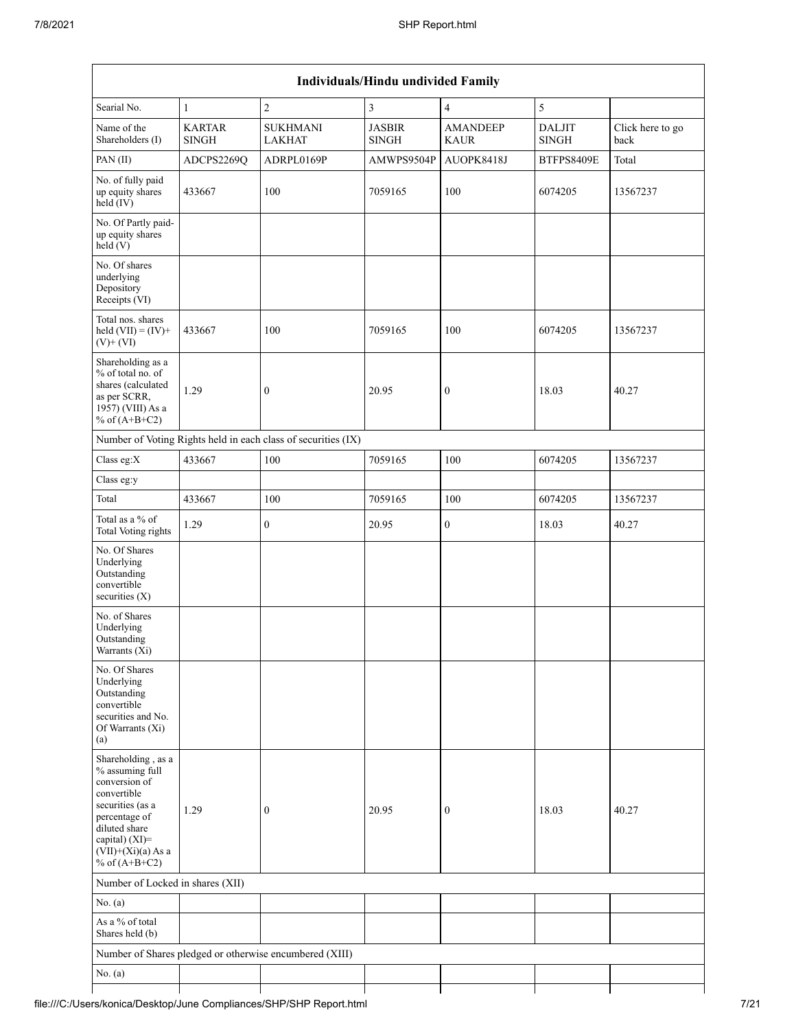| Individuals/Hindu undivided Family | | | | | | |
|---|---|---|---|---|---|---|
| Searial No. | 1 | 2 | 3 | 4 | 5 | |
| Name of the Shareholders (I) | KARTAR SINGH | SUKHMANI LAKHAT | JASBIR SINGH | AMANDEEP KAUR | DALJIT SINGH | Click here to go back |
| PAN (II) | ADCPS2269Q | ADRPL0169P | AMWPS9504P | AUOPK8418J | BTFPS8409E | Total |
| No. of fully paid up equity shares held (IV) | 433667 | 100 | 7059165 | 100 | 6074205 | 13567237 |
| No. Of Partly paid-up equity shares held (V) | | | | | | |
| No. Of shares underlying Depository Receipts (VI) | | | | | | |
| Total nos. shares held (VII) = (IV)+ (V)+ (VI) | 433667 | 100 | 7059165 | 100 | 6074205 | 13567237 |
| Shareholding as a % of total no. of shares (calculated as per SCRR, 1957) (VIII) As a % of (A+B+C2) | 1.29 | 0 | 20.95 | 0 | 18.03 | 40.27 |
| Number of Voting Rights held in each class of securities (IX) | | | | | | |
| Class eg:X | 433667 | 100 | 7059165 | 100 | 6074205 | 13567237 |
| Class eg:y | | | | | | |
| Total | 433667 | 100 | 7059165 | 100 | 6074205 | 13567237 |
| Total as a % of Total Voting rights | 1.29 | 0 | 20.95 | 0 | 18.03 | 40.27 |
| No. Of Shares Underlying Outstanding convertible securities (X) | | | | | | |
| No. of Shares Underlying Outstanding Warrants (Xi) | | | | | | |
| No. Of Shares Underlying Outstanding convertible securities and No. Of Warrants (Xi) (a) | | | | | | |
| Shareholding , as a % assuming full conversion of convertible securities (as a percentage of diluted share capital) (XI)= (VII)+(Xi)(a) As a % of (A+B+C2) | 1.29 | 0 | 20.95 | 0 | 18.03 | 40.27 |
| Number of Locked in shares (XII) | | | | | | |
| No. (a) | | | | | | |
| As a % of total Shares held (b) | | | | | | |
| Number of Shares pledged or otherwise encumbered (XIII) | | | | | | |
| No. (a) | | | | | | |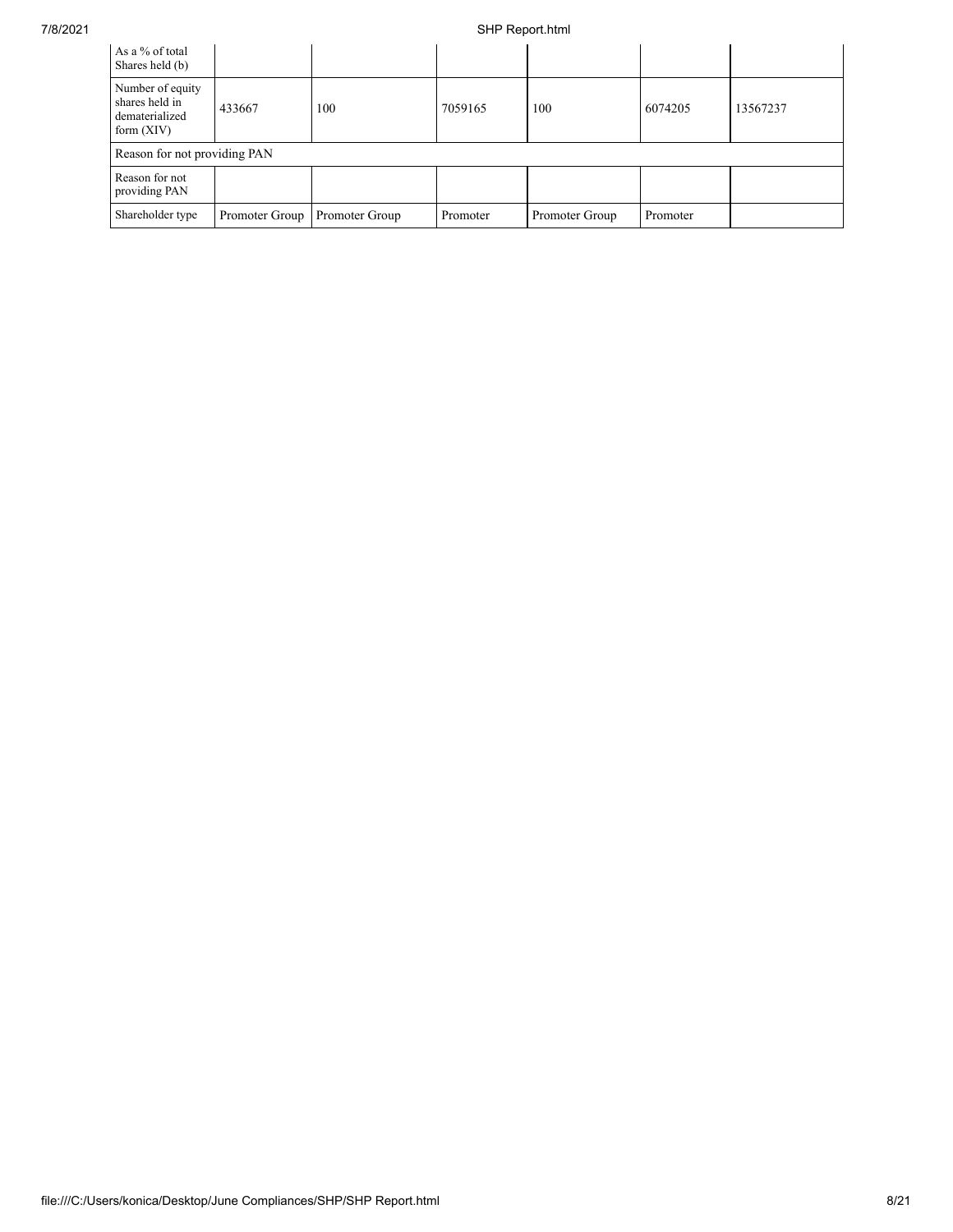| As a % of total Shares held (b) | | | | | | |
| --- | --- | --- | --- | --- | --- | --- |
| Number of equity shares held in dematerialized form (XIV) | 433667 | 100 | 7059165 | 100 | 6074205 | 13567237 |
| Reason for not providing PAN | | | | | | |
| Reason for not providing PAN | | | | | | |
| Shareholder type | Promoter Group | Promoter Group | Promoter | Promoter Group | Promoter | |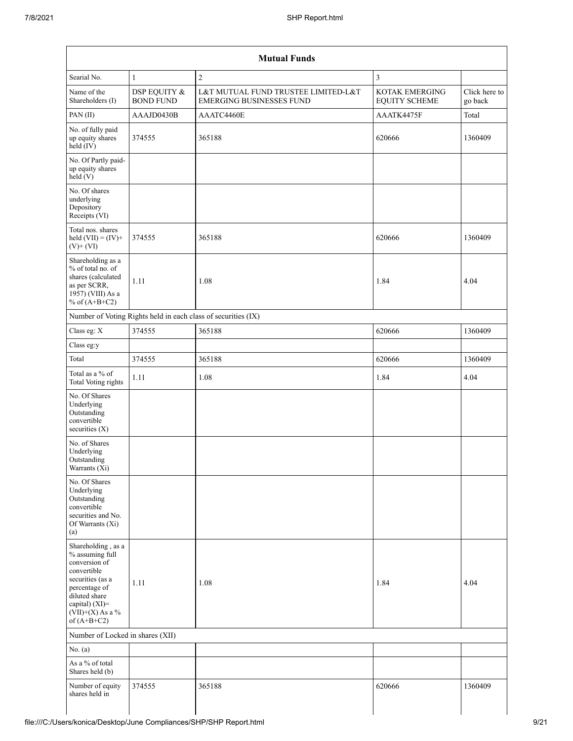| Mutual Funds | | | | |
|---|---|---|---|---|
| Searial No. | 1 | 2 | 3 | |
| Name of the Shareholders (I) | DSP EQUITY & BOND FUND | L&T MUTUAL FUND TRUSTEE LIMITED-L&T EMERGING BUSINESSES FUND | KOTAK EMERGING EQUITY SCHEME | Click here to go back |
| PAN (II) | AAAJD0430B | AAATC4460E | AAATK4475F | Total |
| No. of fully paid up equity shares held (IV) | 374555 | 365188 | 620666 | 1360409 |
| No. Of Partly paid-up equity shares held (V) | | | | |
| No. Of shares underlying Depository Receipts (VI) | | | | |
| Total nos. shares held (VII) = (IV)+ (V)+ (VI) | 374555 | 365188 | 620666 | 1360409 |
| Shareholding as a % of total no. of shares (calculated as per SCRR, 1957) (VIII) As a % of (A+B+C2) | 1.11 | 1.08 | 1.84 | 4.04 |
| Number of Voting Rights held in each class of securities (IX) | | | | |
| Class eg: X | 374555 | 365188 | 620666 | 1360409 |
| Class eg:y | | | | |
| Total | 374555 | 365188 | 620666 | 1360409 |
| Total as a % of Total Voting rights | 1.11 | 1.08 | 1.84 | 4.04 |
| No. Of Shares Underlying Outstanding convertible securities (X) | | | | |
| No. of Shares Underlying Outstanding Warrants (Xi) | | | | |
| No. Of Shares Underlying Outstanding convertible securities and No. Of Warrants (Xi) (a) | | | | |
| Shareholding , as a % assuming full conversion of convertible securities (as a percentage of diluted share capital) (XI)= (VII)+(X) As a % of (A+B+C2) | 1.11 | 1.08 | 1.84 | 4.04 |
| Number of Locked in shares (XII) | | | | |
| No. (a) | | | | |
| As a % of total Shares held (b) | | | | |
| Number of equity shares held in | 374555 | 365188 | 620666 | 1360409 |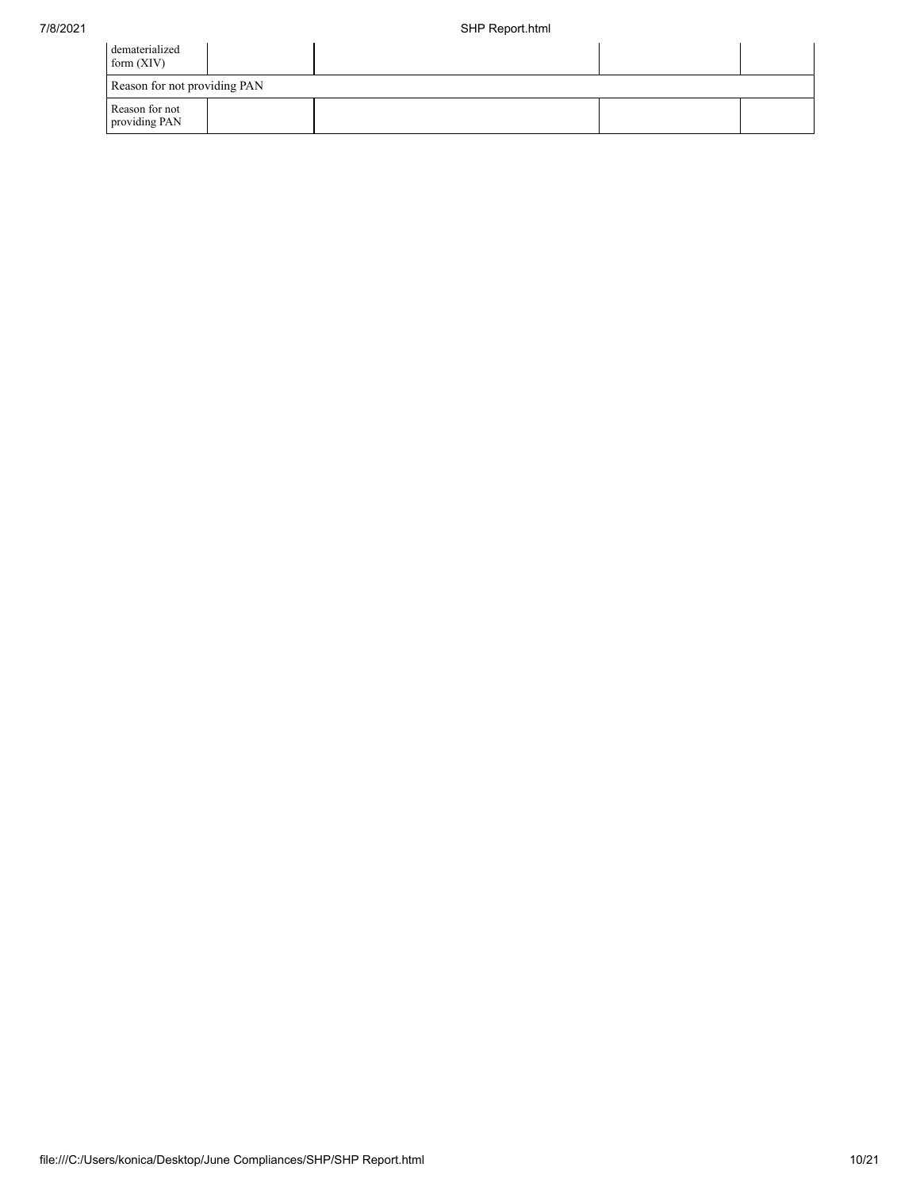| dematerialized form (XIV) | | | | |
|---|---|---|---|---|
| Reason for not providing PAN | | | | |
| Reason for not providing PAN | | | | |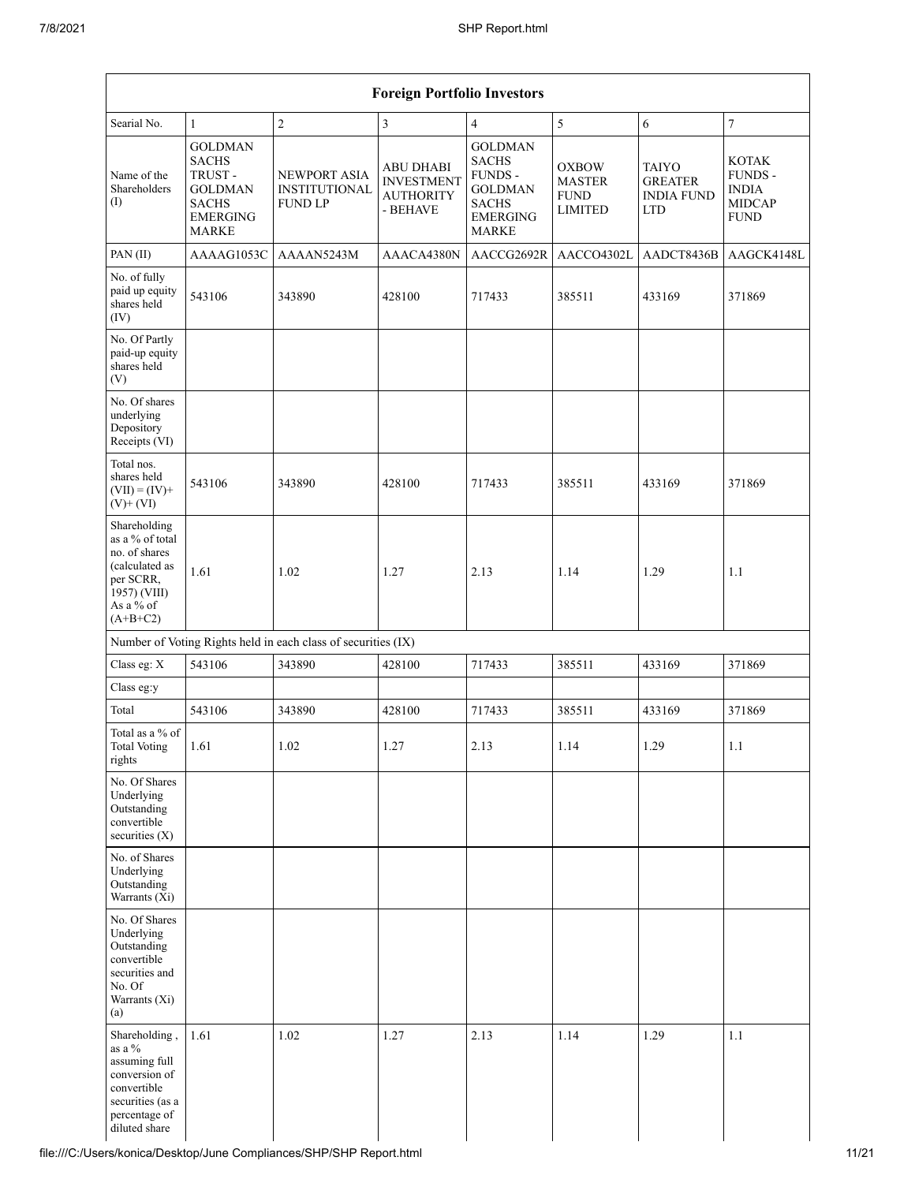| Foreign Portfolio Investors | | | | | | | |
|---|---|---|---|---|---|---|---|
| Searial No. | 1 | 2 | 3 | 4 | 5 | 6 | 7 |
| Name of the Shareholders (I) | GOLDMAN SACHS TRUST - GOLDMAN SACHS EMERGING MARKE | NEWPORT ASIA INSTITUTIONAL FUND LP | ABU DHABI INVESTMENT AUTHORITY - BEHAVE | GOLDMAN SACHS FUNDS - GOLDMAN SACHS EMERGING MARKE | OXBOW MASTER FUND LIMITED | TAIYO GREATER INDIA FUND LTD | KOTAK FUNDS - INDIA MIDCAP FUND |
| PAN (II) | AAAAG1053C | AAAAN5243M | AAACA4380N | AACCG2692R | AACCO4302L | AADCT8436B | AAGCK4148L |
| No. of fully paid up equity shares held (IV) | 543106 | 343890 | 428100 | 717433 | 385511 | 433169 | 371869 |
| No. Of Partly paid-up equity shares held (V) | | | | | | | |
| No. Of shares underlying Depository Receipts (VI) | | | | | | | |
| Total nos. shares held (VII) = (IV)+ (V)+ (VI) | 543106 | 343890 | 428100 | 717433 | 385511 | 433169 | 371869 |
| Shareholding as a % of total no. of shares (calculated as per SCRR, 1957) (VIII) As a % of (A+B+C2) | 1.61 | 1.02 | 1.27 | 2.13 | 1.14 | 1.29 | 1.1 |
| Number of Voting Rights held in each class of securities (IX) | | | | | | | |
| Class eg: X | 543106 | 343890 | 428100 | 717433 | 385511 | 433169 | 371869 |
| Class eg:y | | | | | | | |
| Total | 543106 | 343890 | 428100 | 717433 | 385511 | 433169 | 371869 |
| Total as a % of Total Voting rights | 1.61 | 1.02 | 1.27 | 2.13 | 1.14 | 1.29 | 1.1 |
| No. Of Shares Underlying Outstanding convertible securities (X) | | | | | | | |
| No. of Shares Underlying Outstanding Warrants (Xi) | | | | | | | |
| No. Of Shares Underlying Outstanding convertible securities and No. Of Warrants (Xi) (a) | | | | | | | |
| Shareholding , as a % assuming full conversion of convertible securities (as a percentage of diluted share | 1.61 | 1.02 | 1.27 | 2.13 | 1.14 | 1.29 | 1.1 |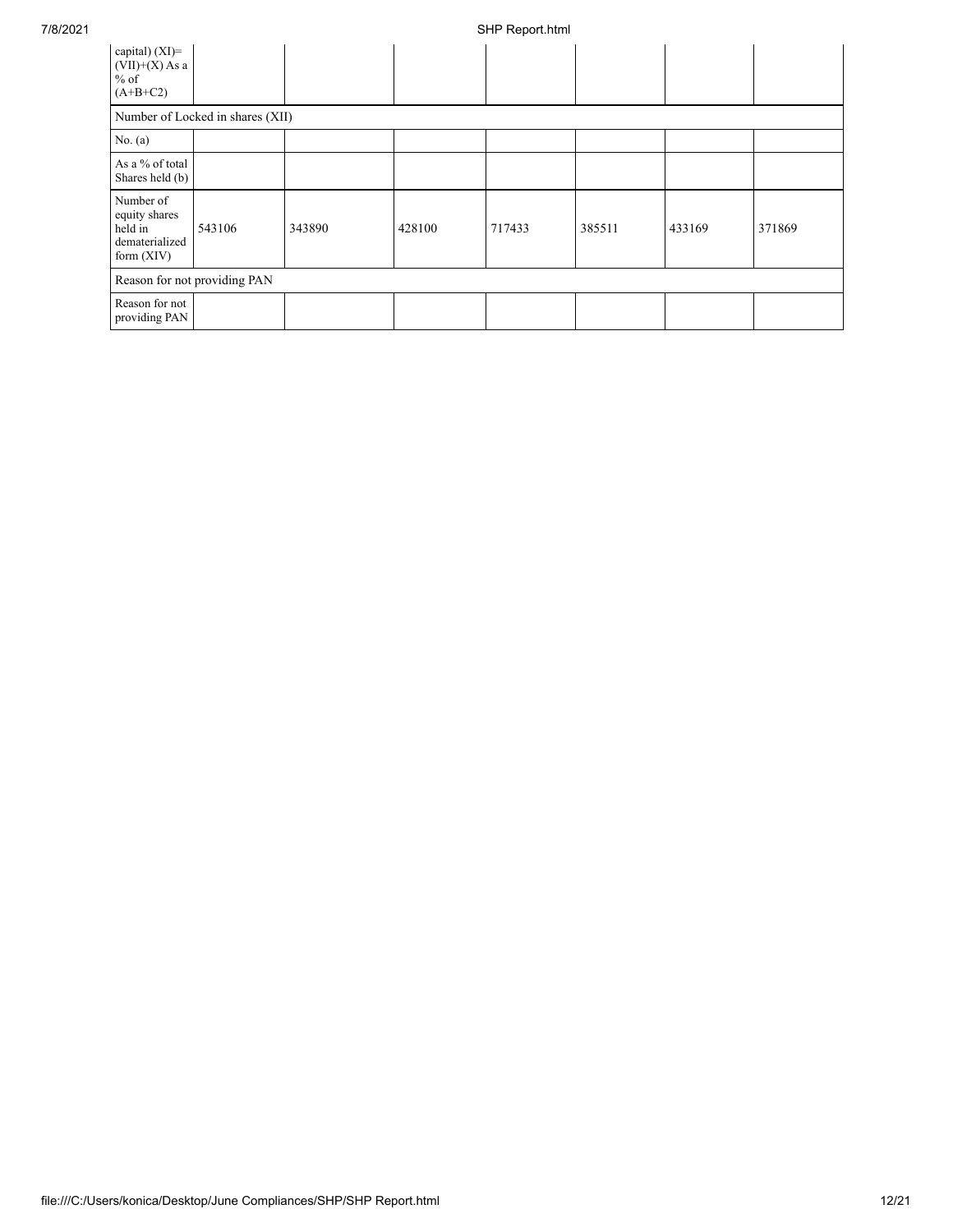| capital) (XI)= (VII)+(X) As a % of (A+B+C2) | | | | | | | |
|---|---|---|---|---|---|---|---|
| Number of Locked in shares (XII) | | | | | | | |
| No. (a) | | | | | | | |
| As a % of total Shares held (b) | | | | | | | |
| Number of equity shares held in dematerialized form (XIV) | 543106 | 343890 | 428100 | 717433 | 385511 | 433169 | 371869 |
| Reason for not providing PAN | | | | | | | |
| Reason for not providing PAN | | | | | | | |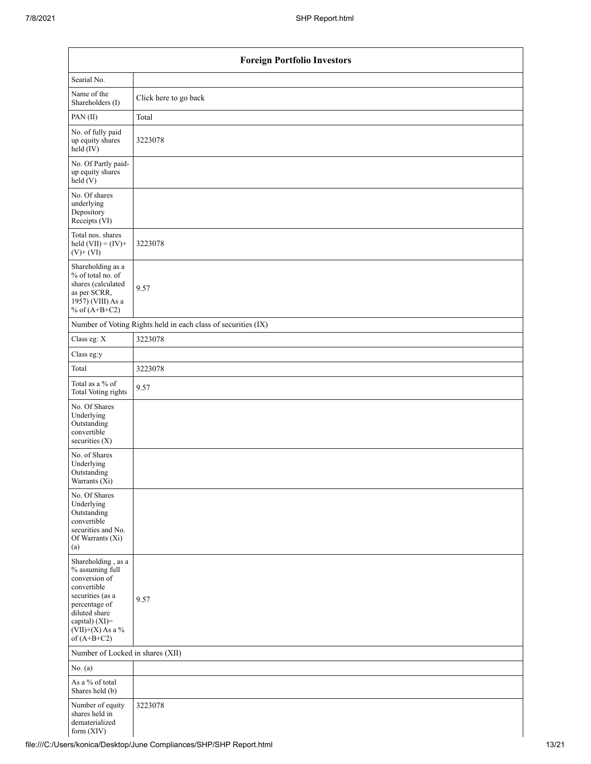| Foreign Portfolio Investors | |
|---|---|
| Searial No. | |
| Name of the Shareholders (I) | Click here to go back |
| PAN (II) | Total |
| No. of fully paid up equity shares held (IV) | 3223078 |
| No. Of Partly paid-up equity shares held (V) | |
| No. Of shares underlying Depository Receipts (VI) | |
| Total nos. shares held (VII) = (IV)+ (V)+ (VI) | 3223078 |
| Shareholding as a % of total no. of shares (calculated as per SCRR, 1957) (VIII) As a % of (A+B+C2) | 9.57 |
| Number of Voting Rights held in each class of securities (IX) | |
| Class eg: X | 3223078 |
| Class eg:y | |
| Total | 3223078 |
| Total as a % of Total Voting rights | 9.57 |
| No. Of Shares Underlying Outstanding convertible securities (X) | |
| No. of Shares Underlying Outstanding Warrants (Xi) | |
| No. Of Shares Underlying Outstanding convertible securities and No. Of Warrants (Xi) (a) | |
| Shareholding , as a % assuming full conversion of convertible securities (as a percentage of diluted share capital) (XI)= (VII)+(X) As a % of (A+B+C2) | 9.57 |
| Number of Locked in shares (XII) | |
| No. (a) | |
| As a % of total Shares held (b) | |
| Number of equity shares held in dematerialized form (XIV) | 3223078 |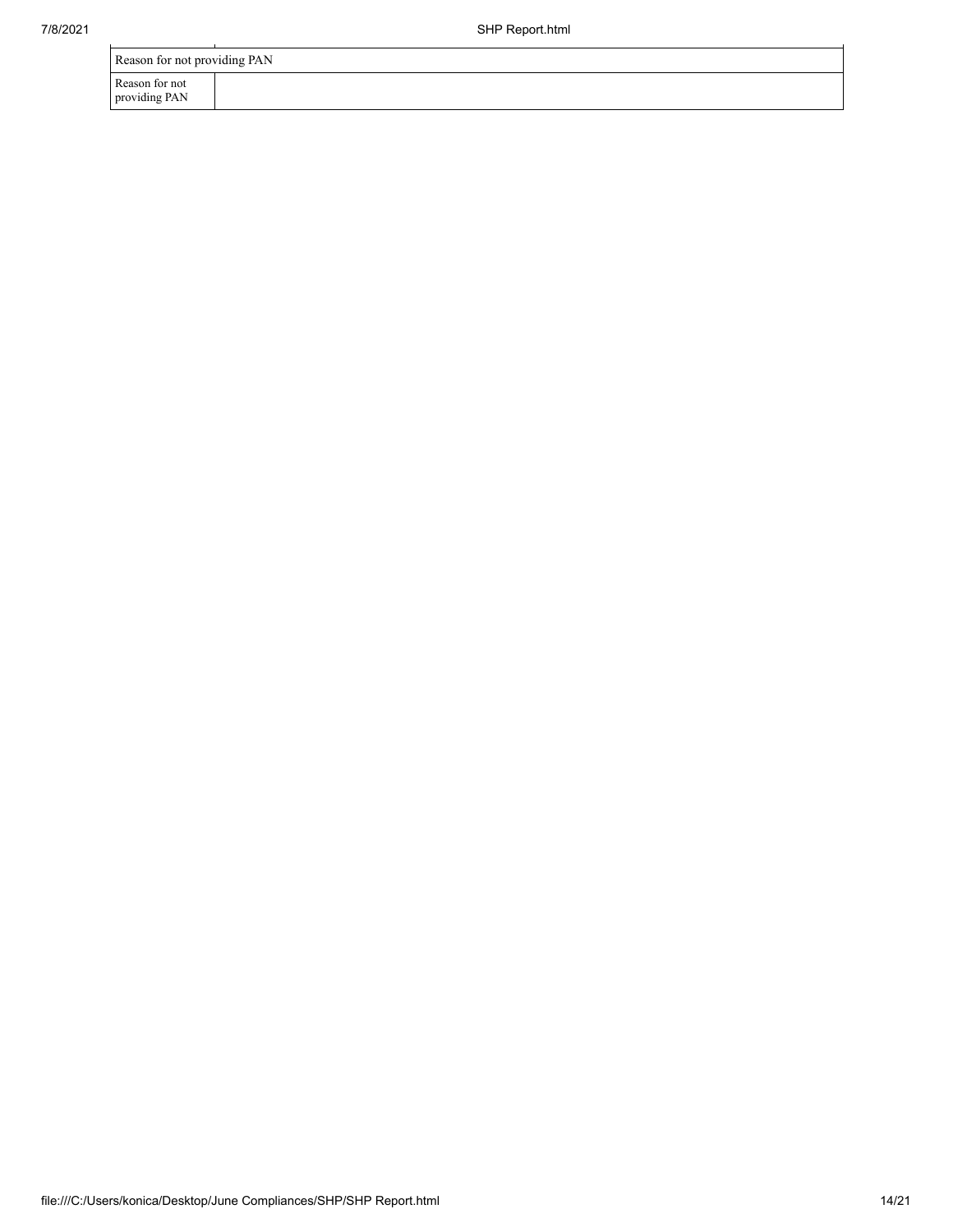| Reason for not providing PAN | |
| --- | --- |
| Reason for not providing PAN | |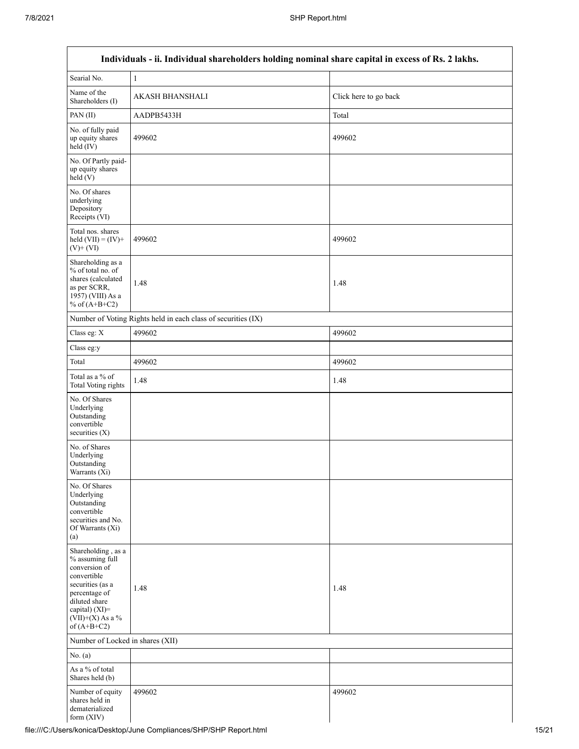| Individuals - ii. Individual shareholders holding nominal share capital in excess of Rs. 2 lakhs. | | |
|---|---|---|
| Searial No. | 1 | |
| Name of the Shareholders (I) | AKASH BHANSHALI | Click here to go back |
| PAN (II) | AADPB5433H | Total |
| No. of fully paid up equity shares held (IV) | 499602 | 499602 |
| No. Of Partly paid-up equity shares held (V) | | |
| No. Of shares underlying Depository Receipts (VI) | | |
| Total nos. shares held (VII) = (IV)+(V)+ (VI) | 499602 | 499602 |
| Shareholding as a % of total no. of shares (calculated as per SCRR, 1957) (VIII) As a % of (A+B+C2) | 1.48 | 1.48 |
| Number of Voting Rights held in each class of securities (IX) | | |
| Class eg: X | 499602 | 499602 |
| Class eg:y | | |
| Total | 499602 | 499602 |
| Total as a % of Total Voting rights | 1.48 | 1.48 |
| No. Of Shares Underlying Outstanding convertible securities (X) | | |
| No. of Shares Underlying Outstanding Warrants (Xi) | | |
| No. Of Shares Underlying Outstanding convertible securities and No. Of Warrants (Xi) (a) | | |
| Shareholding , as a % assuming full conversion of convertible securities (as a percentage of diluted share capital) (XI)= (VII)+(X) As a % of (A+B+C2) | 1.48 | 1.48 |
| Number of Locked in shares (XII) | | |
| No. (a) | | |
| As a % of total Shares held (b) | | |
| Number of equity shares held in dematerialized form (XIV) | 499602 | 499602 |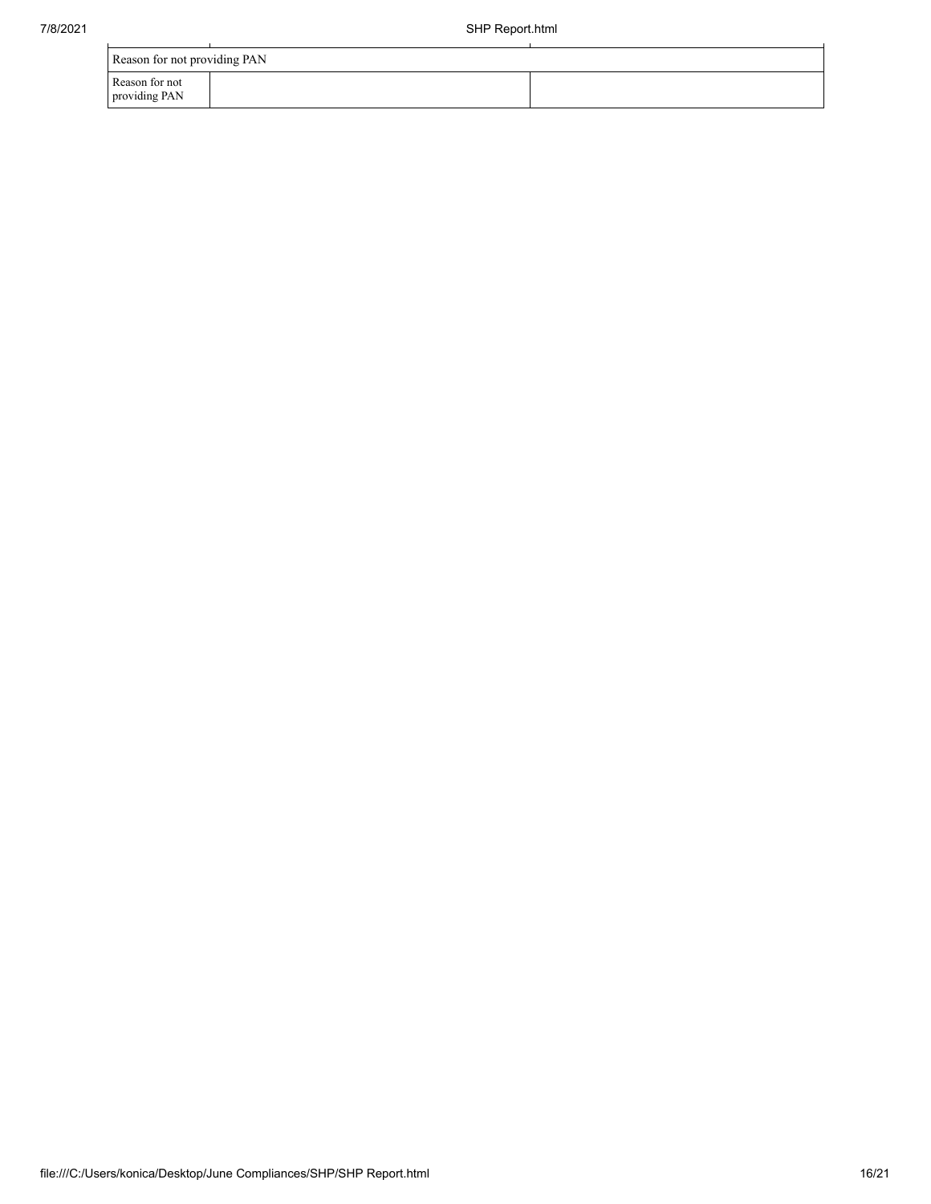| Reason for not providing PAN | | |
|---|---|---|
| Reason for not providing PAN | | |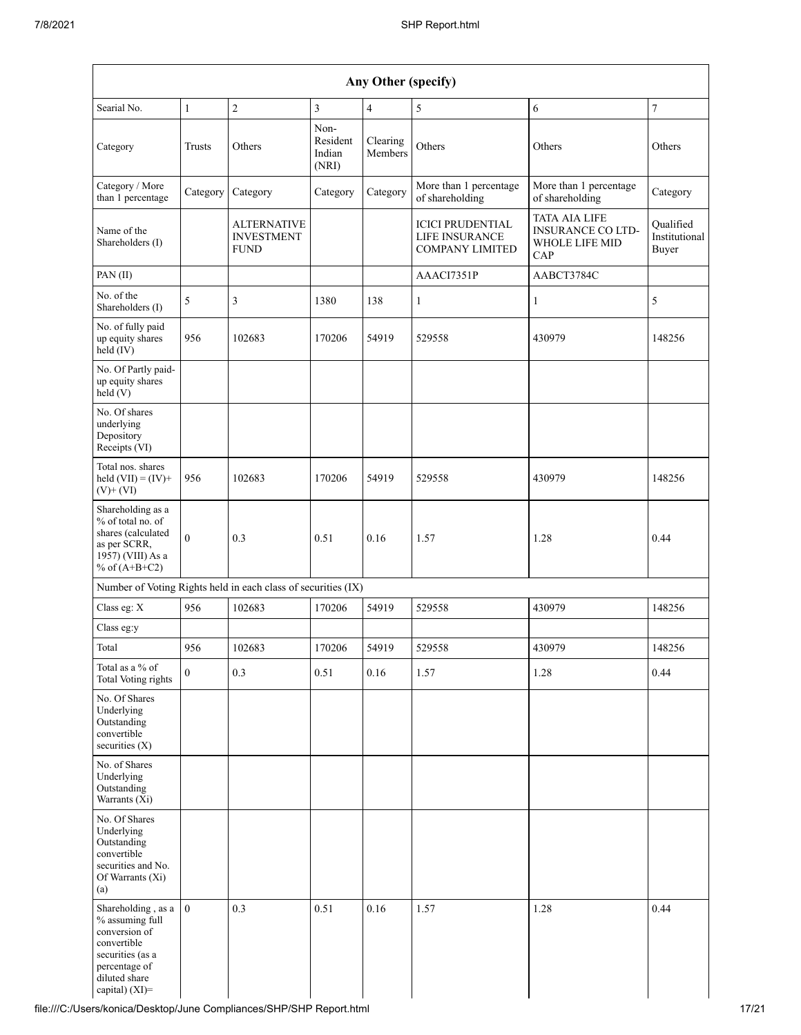| Any Other (specify) | | | | | | | |
|---|---|---|---|---|---|---|---|
| Searial No. | 1 | 2 | 3 | 4 | 5 | 6 | 7 |
| Category | Trusts | Others | Non-Resident Indian (NRI) | Clearing Members | Others | Others | Others |
| Category / More than 1 percentage | Category | Category | Category | Category | More than 1 percentage of shareholding | More than 1 percentage of shareholding | Category |
| Name of the Shareholders (I) | | ALTERNATIVE INVESTMENT FUND | | | ICICI PRUDENTIAL LIFE INSURANCE COMPANY LIMITED | TATA AIA LIFE INSURANCE CO LTD-WHOLE LIFE MID CAP | Qualified Institutional Buyer |
| PAN (II) | | | | | AAACI7351P | AABCT3784C | |
| No. of the Shareholders (I) | 5 | 3 | 1380 | 138 | 1 | 1 | 5 |
| No. of fully paid up equity shares held (IV) | 956 | 102683 | 170206 | 54919 | 529558 | 430979 | 148256 |
| No. Of Partly paid-up equity shares held (V) | | | | | | | |
| No. Of shares underlying Depository Receipts (VI) | | | | | | | |
| Total nos. shares held (VII) = (IV)+ (V)+ (VI) | 956 | 102683 | 170206 | 54919 | 529558 | 430979 | 148256 |
| Shareholding as a % of total no. of shares (calculated as per SCRR, 1957) (VIII) As a % of (A+B+C2) | 0 | 0.3 | 0.51 | 0.16 | 1.57 | 1.28 | 0.44 |
| Number of Voting Rights held in each class of securities (IX) | | | | | | | |
| Class eg: X | 956 | 102683 | 170206 | 54919 | 529558 | 430979 | 148256 |
| Class eg:y | | | | | | | |
| Total | 956 | 102683 | 170206 | 54919 | 529558 | 430979 | 148256 |
| Total as a % of Total Voting rights | 0 | 0.3 | 0.51 | 0.16 | 1.57 | 1.28 | 0.44 |
| No. Of Shares Underlying Outstanding convertible securities (X) | | | | | | | |
| No. of Shares Underlying Outstanding Warrants (Xi) | | | | | | | |
| No. Of Shares Underlying Outstanding convertible securities and No. Of Warrants (Xi) (a) | | | | | | | |
| Shareholding , as a % assuming full conversion of convertible securities (as a percentage of diluted share capital) (XI)= | 0 | 0.3 | 0.51 | 0.16 | 1.57 | 1.28 | 0.44 |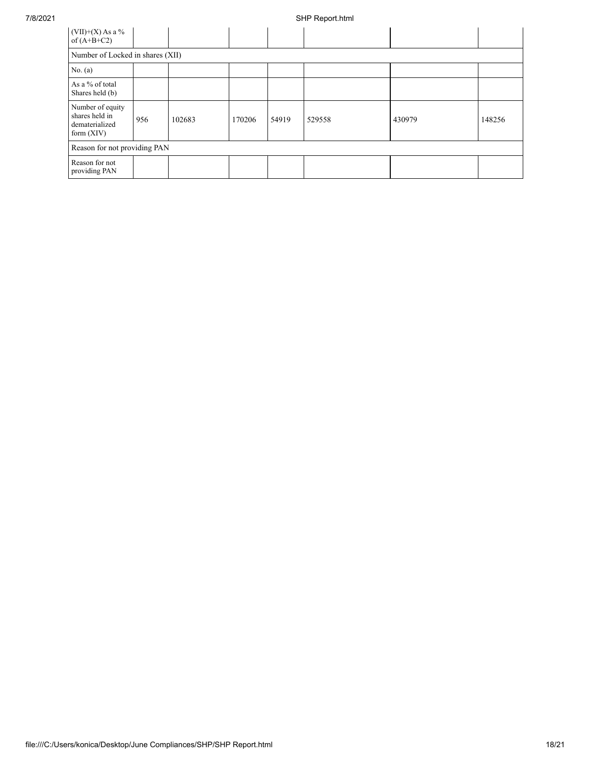| (VII)+(X) As a % of (A+B+C2) | | | | | | | |
|---|---|---|---|---|---|---|---|
| Number of Locked in shares (XII) | | | | | | | |
| No. (a) | | | | | | | |
| As a % of total Shares held (b) | | | | | | | |
| Number of equity shares held in dematerialized form (XIV) | 956 | 102683 | 170206 | 54919 | 529558 | 430979 | 148256 |
| Reason for not providing PAN | | | | | | | |
| Reason for not providing PAN | | | | | | | |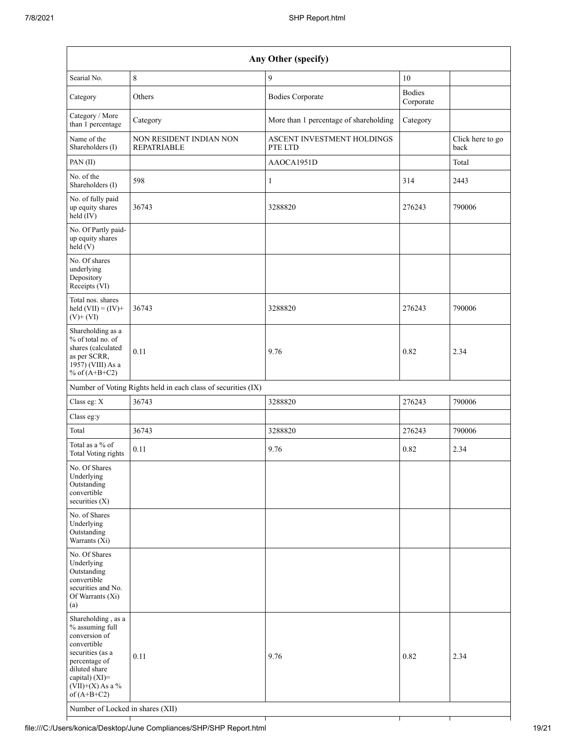| Any Other (specify) | | | | |
|---|---|---|---|---|
| Searial No. | 8 | 9 | 10 | |
| Category | Others | Bodies Corporate | Bodies Corporate | |
| Category / More than 1 percentage | Category | More than 1 percentage of shareholding | Category | |
| Name of the Shareholders (I) | NON RESIDENT INDIAN NON REPATRIABLE | ASCENT INVESTMENT HOLDINGS PTE LTD | | Click here to go back |
| PAN (II) | | AAOCA1951D | | Total |
| No. of the Shareholders (I) | 598 | 1 | 314 | 2443 |
| No. of fully paid up equity shares held (IV) | 36743 | 3288820 | 276243 | 790006 |
| No. Of Partly paid-up equity shares held (V) | | | | |
| No. Of shares underlying Depository Receipts (VI) | | | | |
| Total nos. shares held (VII) = (IV)+ (V)+ (VI) | 36743 | 3288820 | 276243 | 790006 |
| Shareholding as a % of total no. of shares (calculated as per SCRR, 1957) (VIII) As a % of (A+B+C2) | 0.11 | 9.76 | 0.82 | 2.34 |
| Number of Voting Rights held in each class of securities (IX) | | | | |
| Class eg: X | 36743 | 3288820 | 276243 | 790006 |
| Class eg:y | | | | |
| Total | 36743 | 3288820 | 276243 | 790006 |
| Total as a % of Total Voting rights | 0.11 | 9.76 | 0.82 | 2.34 |
| No. Of Shares Underlying Outstanding convertible securities (X) | | | | |
| No. of Shares Underlying Outstanding Warrants (Xi) | | | | |
| No. Of Shares Underlying Outstanding convertible securities and No. Of Warrants (Xi) (a) | | | | |
| Shareholding , as a % assuming full conversion of convertible securities (as a percentage of diluted share capital) (XI)= (VII)+(X) As a % of (A+B+C2) | 0.11 | 9.76 | 0.82 | 2.34 |
| Number of Locked in shares (XII) | | | | |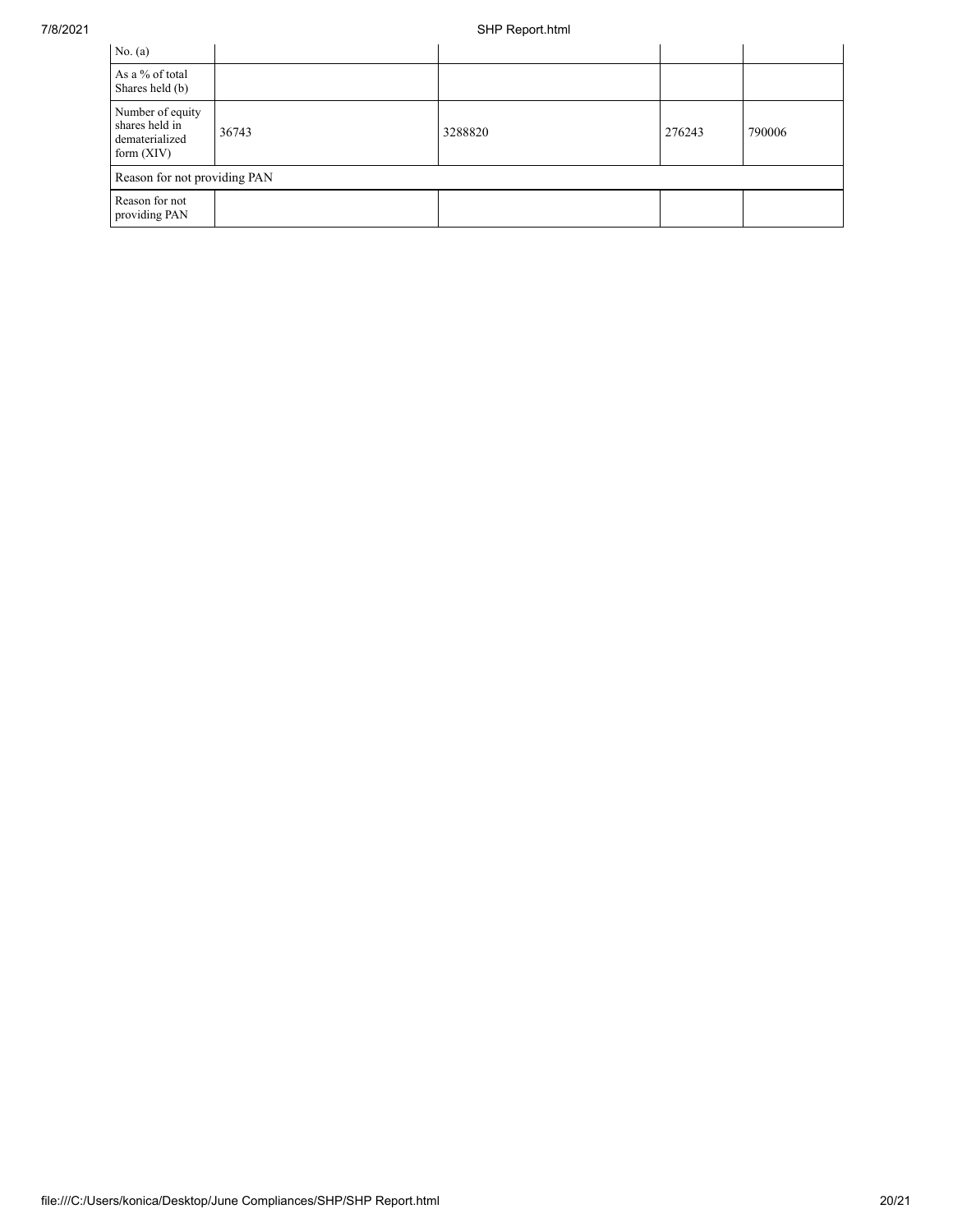| | | | | |
|---|---|---|---|---|
| No. (a) | | | | |
| As a % of total Shares held (b) | | | | |
| Number of equity shares held in dematerialized form (XIV) | 36743 | 3288820 | 276243 | 790006 |
| Reason for not providing PAN | | | | |
| Reason for not providing PAN | | | | |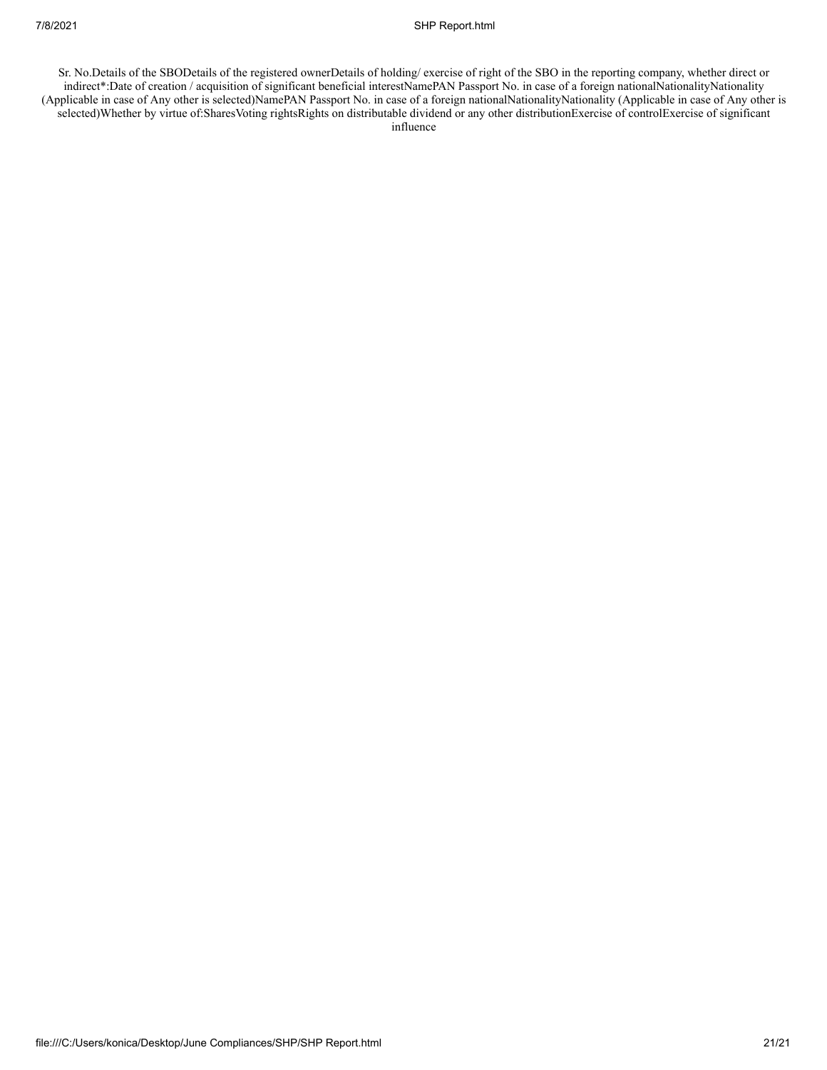Sr. No.Details of the SBODetails of the registered ownerDetails of holding/ exercise of right of the SBO in the reporting company, whether direct or indirect*:Date of creation / acquisition of significant beneficial interestNamePAN Passport No. in case of a foreign nationalNationalityNationality (Applicable in case of Any other is selected)NamePAN Passport No. in case of a foreign nationalNationalityNationality (Applicable in case of Any other is selected)Whether by virtue of:SharesVoting rightsRights on distributable dividend or any other distributionExercise of controlExercise of significant influence